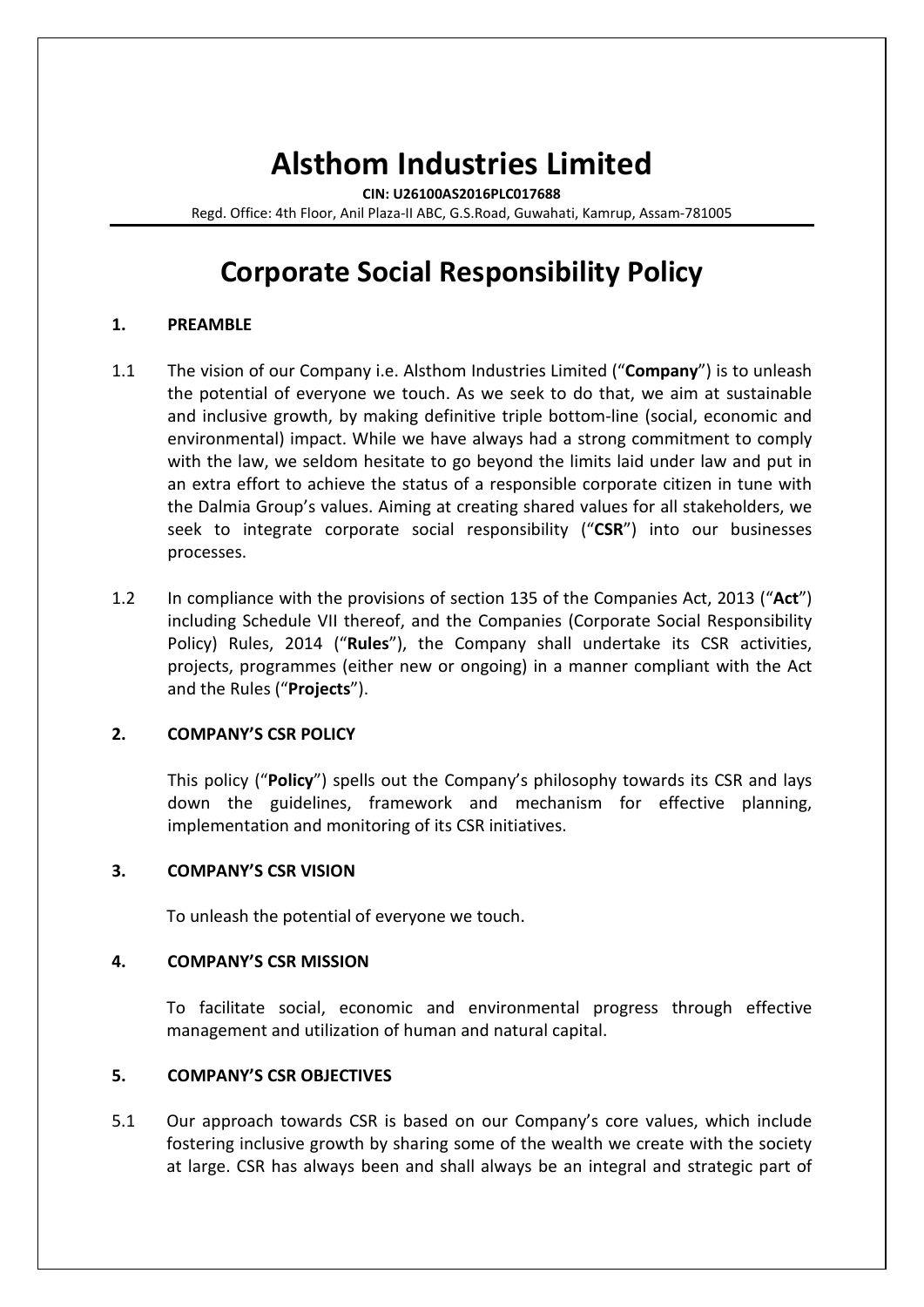# Alsthom Industries Limited

**CIN: U26100AS2016PLC017688**

Regd. Office: 4th Floor, Anil Plaza-II ABC, G.S.Road, Guwahati, Kamrup, Assam-781005

# Corporate Social Responsibility Policy

## 1. PREAMBLE

1.1 The vision of our Company i.e. Alsthom Industries Limited ("**Company**") is to unleash the potential of everyone we touch. As we seek to do that, we aim at sustainable and inclusive growth, by making definitive triple bottom-line (social, economic and environmental) impact. While we have always had a strong commitment to comply with the law, we seldom hesitate to go beyond the limits laid under law and put in an extra effort to achieve the status of a responsible corporate citizen in tune with the Dalmia Group's values. Aiming at creating shared values for all stakeholders, we seek to integrate corporate social responsibility ("**CSR**") into our businesses processes.

1.2 In compliance with the provisions of section 135 of the Companies Act, 2013 ("**Act**") including Schedule VII thereof, and the Companies (Corporate Social Responsibility Policy) Rules, 2014 ("**Rules**"), the Company shall undertake its CSR activities, projects, programmes (either new or ongoing) in a manner compliant with the Act and the Rules ("**Projects**").

## 2. COMPANY'S CSR POLICY

This policy ("**Policy**") spells out the Company's philosophy towards its CSR and lays down the guidelines, framework and mechanism for effective planning, implementation and monitoring of its CSR initiatives.

## 3. COMPANY'S CSR VISION

To unleash the potential of everyone we touch.

## 4. COMPANY'S CSR MISSION

To facilitate social, economic and environmental progress through effective management and utilization of human and natural capital.

## 5. COMPANY'S CSR OBJECTIVES

5.1 Our approach towards CSR is based on our Company's core values, which include fostering inclusive growth by sharing some of the wealth we create with the society at large. CSR has always been and shall always be an integral and strategic part of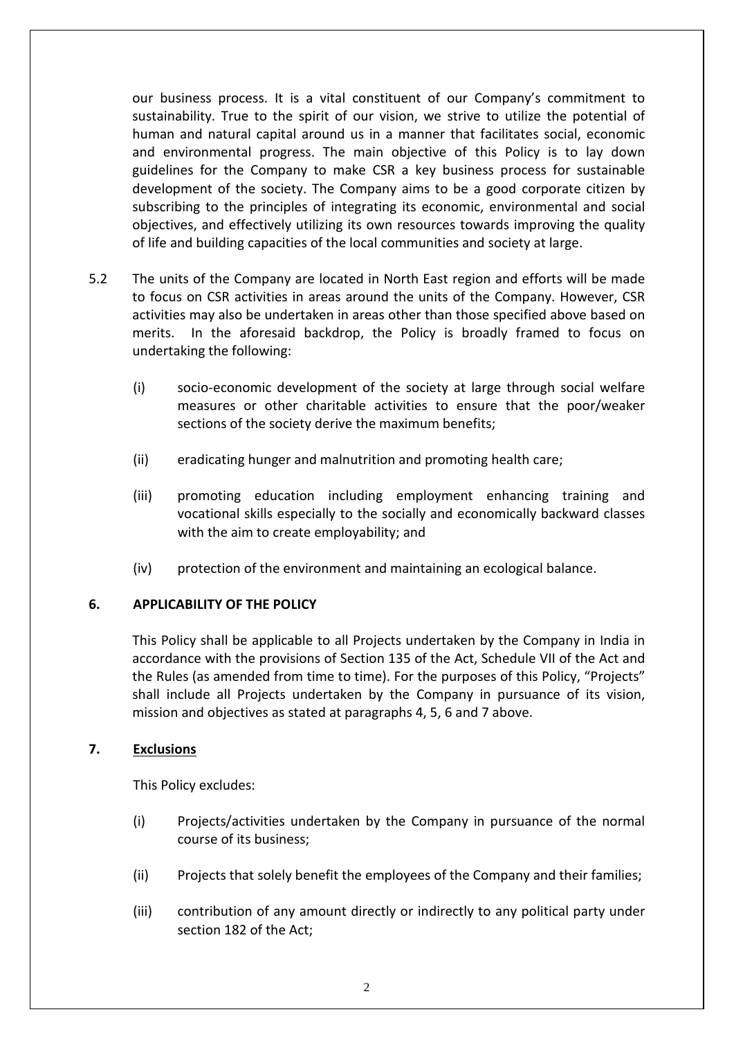our business process. It is a vital constituent of our Company's commitment to sustainability. True to the spirit of our vision, we strive to utilize the potential of human and natural capital around us in a manner that facilitates social, economic and environmental progress. The main objective of this Policy is to lay down guidelines for the Company to make CSR a key business process for sustainable development of the society. The Company aims to be a good corporate citizen by subscribing to the principles of integrating its economic, environmental and social objectives, and effectively utilizing its own resources towards improving the quality of life and building capacities of the local communities and society at large.

5.2 The units of the Company are located in North East region and efforts will be made to focus on CSR activities in areas around the units of the Company. However, CSR activities may also be undertaken in areas other than those specified above based on merits. In the aforesaid backdrop, the Policy is broadly framed to focus on undertaking the following:

(i) socio-economic development of the society at large through social welfare measures or other charitable activities to ensure that the poor/weaker sections of the society derive the maximum benefits;

(ii) eradicating hunger and malnutrition and promoting health care;

(iii) promoting education including employment enhancing training and vocational skills especially to the socially and economically backward classes with the aim to create employability; and

(iv) protection of the environment and maintaining an ecological balance.

## 6. APPLICABILITY OF THE POLICY

This Policy shall be applicable to all Projects undertaken by the Company in India in accordance with the provisions of Section 135 of the Act, Schedule VII of the Act and the Rules (as amended from time to time). For the purposes of this Policy, "Projects" shall include all Projects undertaken by the Company in pursuance of its vision, mission and objectives as stated at paragraphs 4, 5, 6 and 7 above.

## 7. Exclusions

This Policy excludes:

(i) Projects/activities undertaken by the Company in pursuance of the normal course of its business;

(ii) Projects that solely benefit the employees of the Company and their families;

(iii) contribution of any amount directly or indirectly to any political party under section 182 of the Act;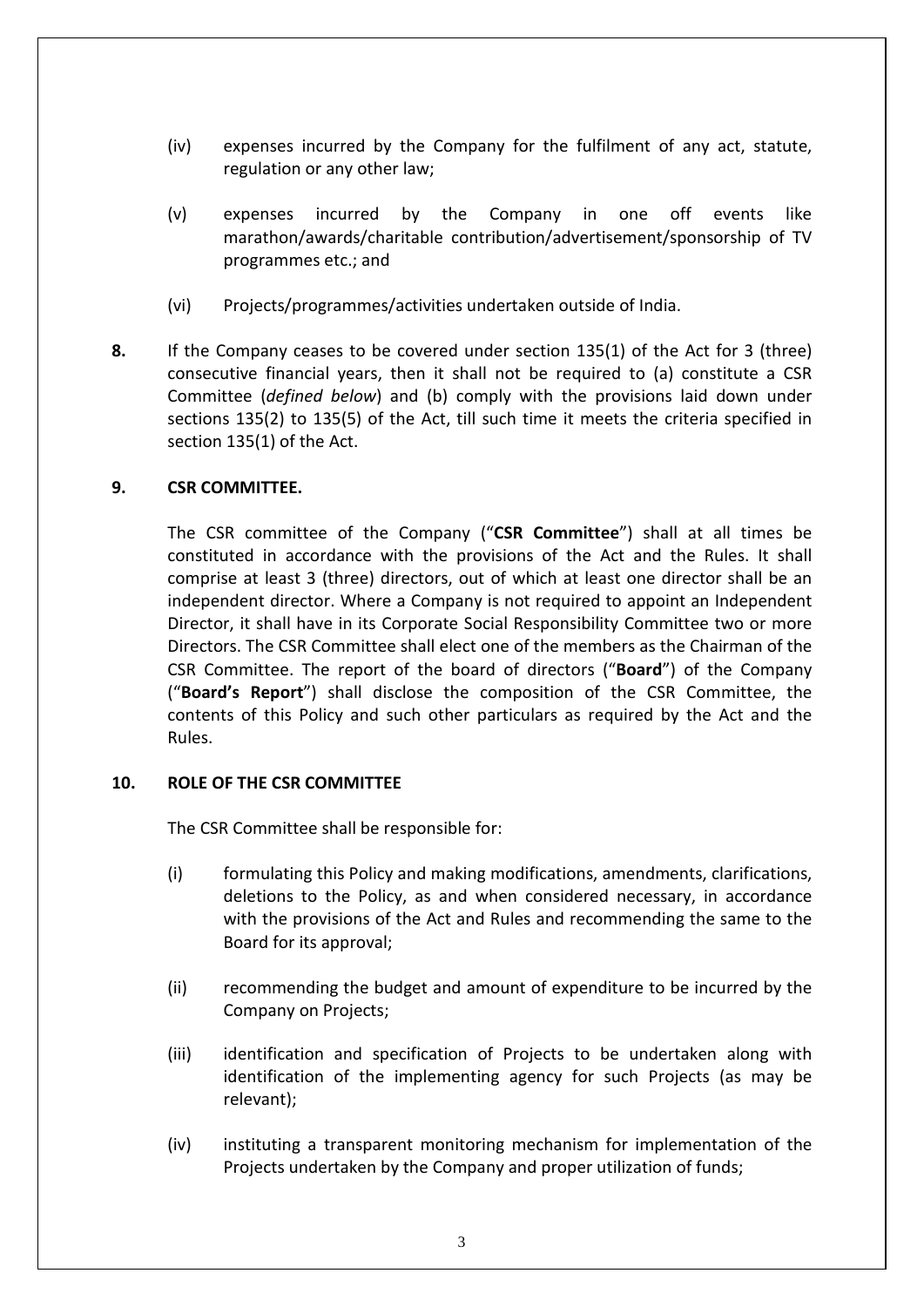(iv) expenses incurred by the Company for the fulfilment of any act, statute, regulation or any other law;

(v) expenses incurred by the Company in one off events like marathon/awards/charitable contribution/advertisement/sponsorship of TV programmes etc.; and

(vi) Projects/programmes/activities undertaken outside of India.

**8.** If the Company ceases to be covered under section 135(1) of the Act for 3 (three) consecutive financial years, then it shall not be required to (a) constitute a CSR Committee (*defined below*) and (b) comply with the provisions laid down under sections 135(2) to 135(5) of the Act, till such time it meets the criteria specified in section 135(1) of the Act.

## 9. CSR COMMITTEE.

The CSR committee of the Company ("**CSR Committee**") shall at all times be constituted in accordance with the provisions of the Act and the Rules. It shall comprise at least 3 (three) directors, out of which at least one director shall be an independent director. Where a Company is not required to appoint an Independent Director, it shall have in its Corporate Social Responsibility Committee two or more Directors. The CSR Committee shall elect one of the members as the Chairman of the CSR Committee. The report of the board of directors ("**Board**") of the Company ("**Board's Report**") shall disclose the composition of the CSR Committee, the contents of this Policy and such other particulars as required by the Act and the Rules.

## 10. ROLE OF THE CSR COMMITTEE

The CSR Committee shall be responsible for:

(i) formulating this Policy and making modifications, amendments, clarifications, deletions to the Policy, as and when considered necessary, in accordance with the provisions of the Act and Rules and recommending the same to the Board for its approval;

(ii) recommending the budget and amount of expenditure to be incurred by the Company on Projects;

(iii) identification and specification of Projects to be undertaken along with identification of the implementing agency for such Projects (as may be relevant);

(iv) instituting a transparent monitoring mechanism for implementation of the Projects undertaken by the Company and proper utilization of funds;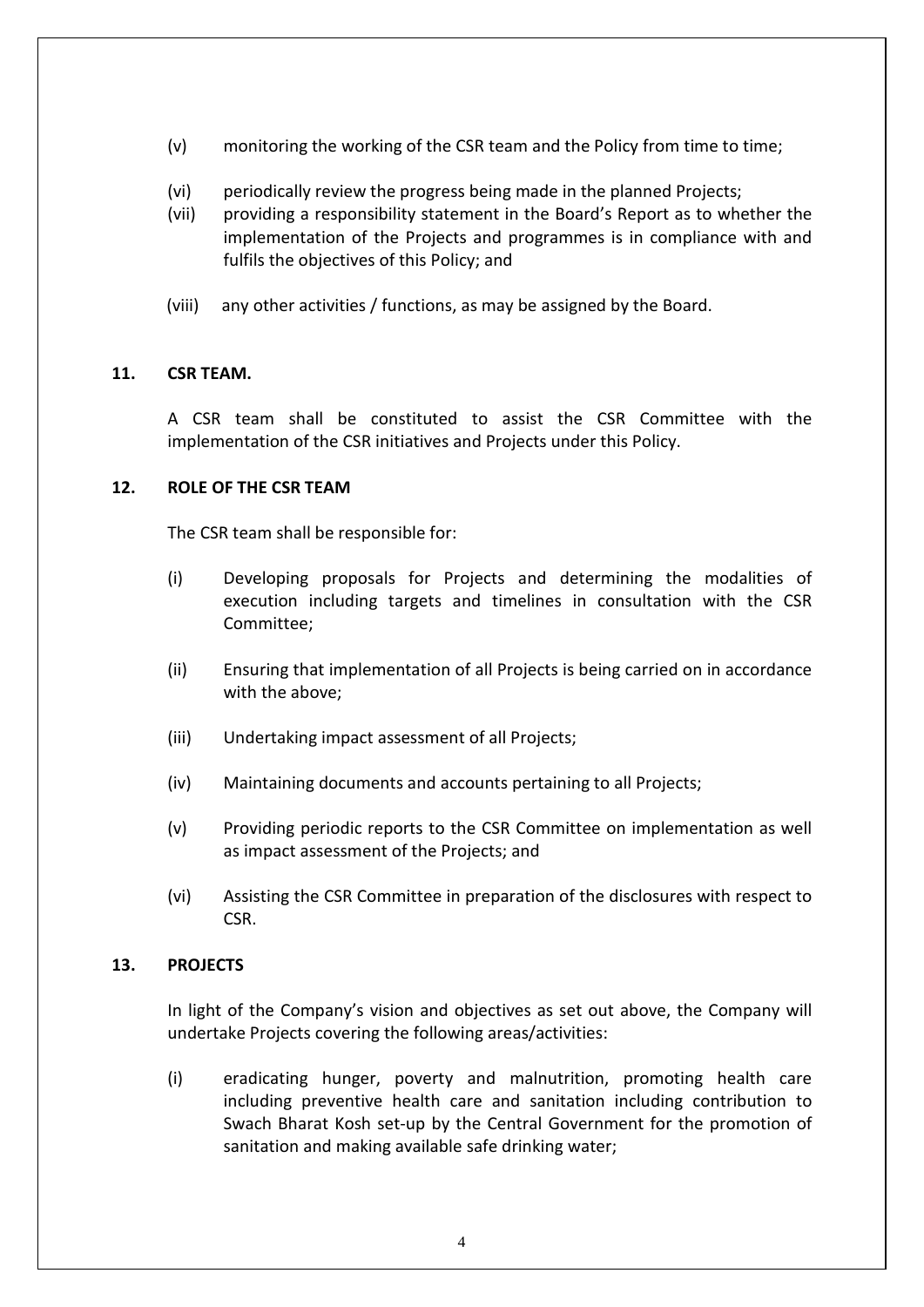(v) monitoring the working of the CSR team and the Policy from time to time;

(vi) periodically review the progress being made in the planned Projects;

(vii) providing a responsibility statement in the Board's Report as to whether the implementation of the Projects and programmes is in compliance with and fulfils the objectives of this Policy; and

(viii) any other activities / functions, as may be assigned by the Board.

## 11. CSR TEAM.

A CSR team shall be constituted to assist the CSR Committee with the implementation of the CSR initiatives and Projects under this Policy.

## 12. ROLE OF THE CSR TEAM

The CSR team shall be responsible for:

(i) Developing proposals for Projects and determining the modalities of execution including targets and timelines in consultation with the CSR Committee;

(ii) Ensuring that implementation of all Projects is being carried on in accordance with the above;

(iii) Undertaking impact assessment of all Projects;

(iv) Maintaining documents and accounts pertaining to all Projects;

(v) Providing periodic reports to the CSR Committee on implementation as well as impact assessment of the Projects; and

(vi) Assisting the CSR Committee in preparation of the disclosures with respect to CSR.

## 13. PROJECTS

In light of the Company's vision and objectives as set out above, the Company will undertake Projects covering the following areas/activities:

(i) eradicating hunger, poverty and malnutrition, promoting health care including preventive health care and sanitation including contribution to Swach Bharat Kosh set-up by the Central Government for the promotion of sanitation and making available safe drinking water;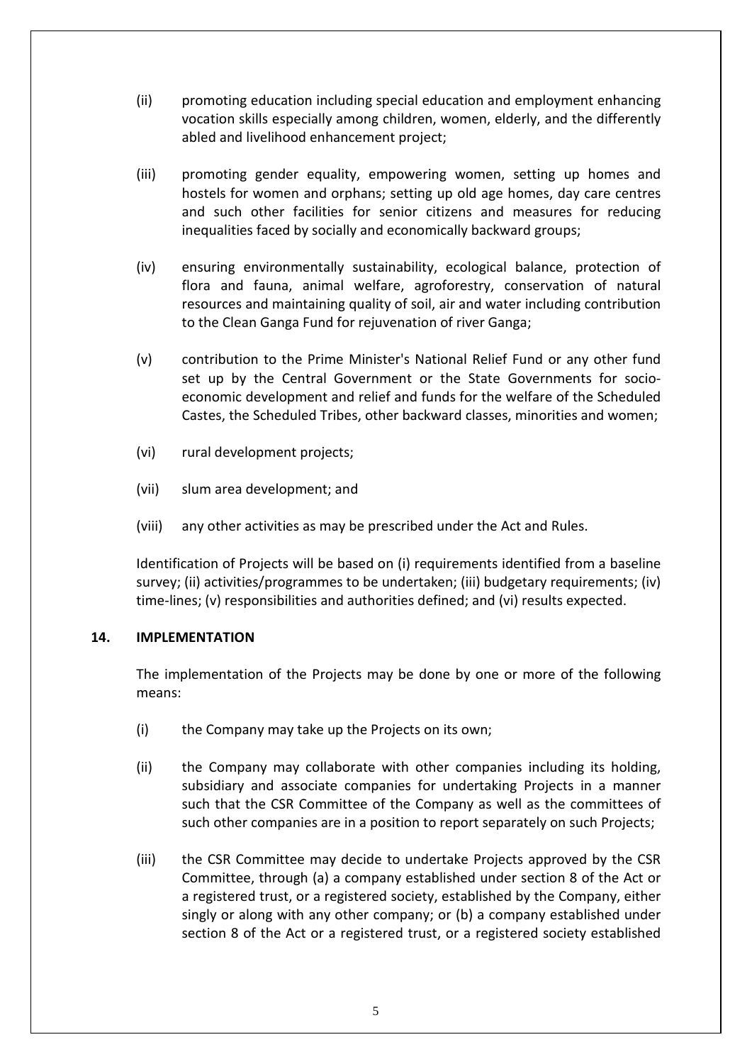(ii) promoting education including special education and employment enhancing vocation skills especially among children, women, elderly, and the differently abled and livelihood enhancement project;

(iii) promoting gender equality, empowering women, setting up homes and hostels for women and orphans; setting up old age homes, day care centres and such other facilities for senior citizens and measures for reducing inequalities faced by socially and economically backward groups;

(iv) ensuring environmentally sustainability, ecological balance, protection of flora and fauna, animal welfare, agroforestry, conservation of natural resources and maintaining quality of soil, air and water including contribution to the Clean Ganga Fund for rejuvenation of river Ganga;

(v) contribution to the Prime Minister's National Relief Fund or any other fund set up by the Central Government or the State Governments for socio-economic development and relief and funds for the welfare of the Scheduled Castes, the Scheduled Tribes, other backward classes, minorities and women;

(vi) rural development projects;

(vii) slum area development; and

(viii) any other activities as may be prescribed under the Act and Rules.

Identification of Projects will be based on (i) requirements identified from a baseline survey; (ii) activities/programmes to be undertaken; (iii) budgetary requirements; (iv) time-lines; (v) responsibilities and authorities defined; and (vi) results expected.

## 14. IMPLEMENTATION

The implementation of the Projects may be done by one or more of the following means:

(i) the Company may take up the Projects on its own;

(ii) the Company may collaborate with other companies including its holding, subsidiary and associate companies for undertaking Projects in a manner such that the CSR Committee of the Company as well as the committees of such other companies are in a position to report separately on such Projects;

(iii) the CSR Committee may decide to undertake Projects approved by the CSR Committee, through (a) a company established under section 8 of the Act or a registered trust, or a registered society, established by the Company, either singly or along with any other company; or (b) a company established under section 8 of the Act or a registered trust, or a registered society established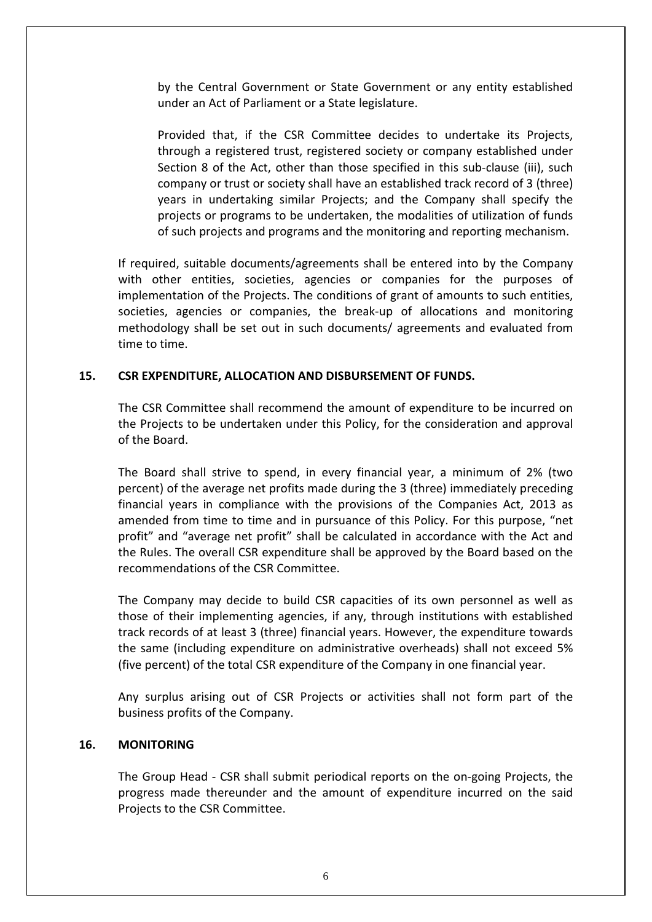by the Central Government or State Government or any entity established under an Act of Parliament or a State legislature.

Provided that, if the CSR Committee decides to undertake its Projects, through a registered trust, registered society or company established under Section 8 of the Act, other than those specified in this sub-clause (iii), such company or trust or society shall have an established track record of 3 (three) years in undertaking similar Projects; and the Company shall specify the projects or programs to be undertaken, the modalities of utilization of funds of such projects and programs and the monitoring and reporting mechanism.

If required, suitable documents/agreements shall be entered into by the Company with other entities, societies, agencies or companies for the purposes of implementation of the Projects. The conditions of grant of amounts to such entities, societies, agencies or companies, the break-up of allocations and monitoring methodology shall be set out in such documents/ agreements and evaluated from time to time.

## 15. CSR EXPENDITURE, ALLOCATION AND DISBURSEMENT OF FUNDS.

The CSR Committee shall recommend the amount of expenditure to be incurred on the Projects to be undertaken under this Policy, for the consideration and approval of the Board.

The Board shall strive to spend, in every financial year, a minimum of 2% (two percent) of the average net profits made during the 3 (three) immediately preceding financial years in compliance with the provisions of the Companies Act, 2013 as amended from time to time and in pursuance of this Policy. For this purpose, "net profit" and "average net profit" shall be calculated in accordance with the Act and the Rules. The overall CSR expenditure shall be approved by the Board based on the recommendations of the CSR Committee.

The Company may decide to build CSR capacities of its own personnel as well as those of their implementing agencies, if any, through institutions with established track records of at least 3 (three) financial years. However, the expenditure towards the same (including expenditure on administrative overheads) shall not exceed 5% (five percent) of the total CSR expenditure of the Company in one financial year.

Any surplus arising out of CSR Projects or activities shall not form part of the business profits of the Company.

## 16. MONITORING

The Group Head - CSR shall submit periodical reports on the on-going Projects, the progress made thereunder and the amount of expenditure incurred on the said Projects to the CSR Committee.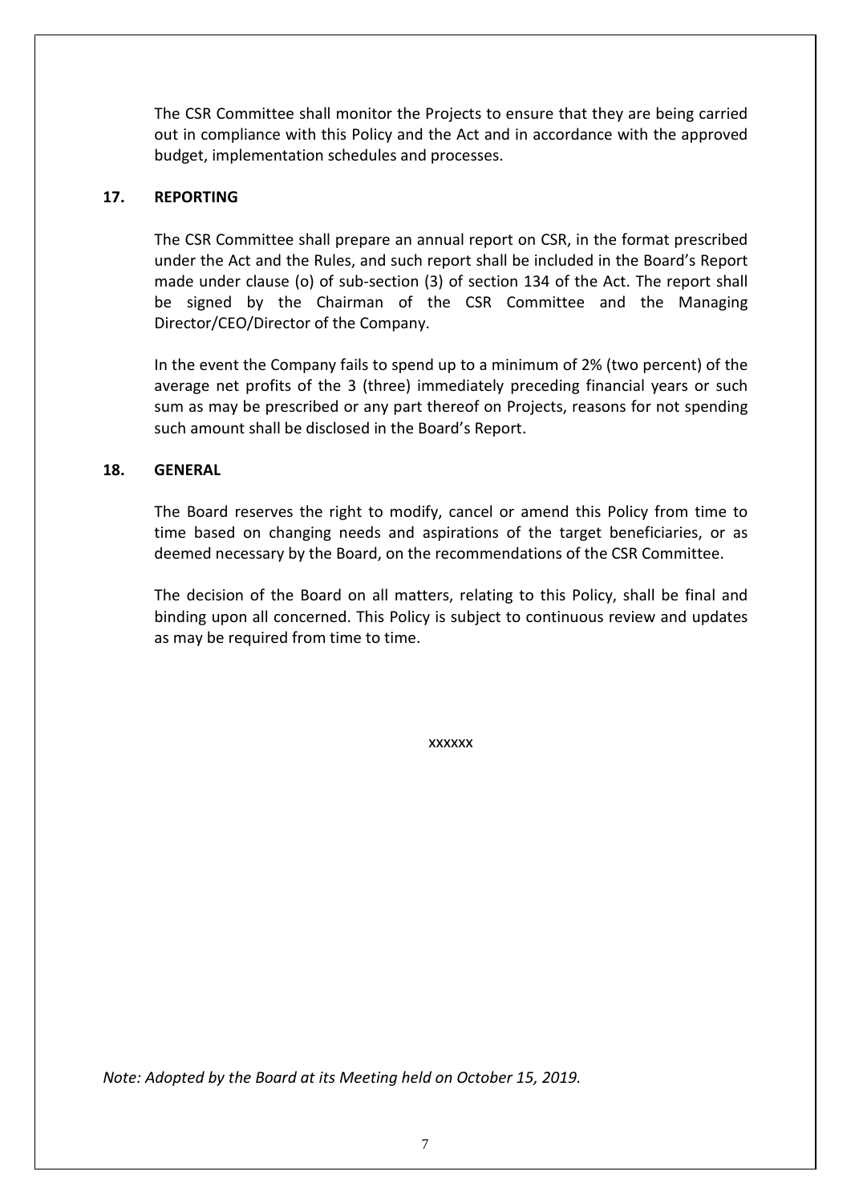The CSR Committee shall monitor the Projects to ensure that they are being carried out in compliance with this Policy and the Act and in accordance with the approved budget, implementation schedules and processes.

## 17. REPORTING

The CSR Committee shall prepare an annual report on CSR, in the format prescribed under the Act and the Rules, and such report shall be included in the Board's Report made under clause (o) of sub-section (3) of section 134 of the Act. The report shall be signed by the Chairman of the CSR Committee and the Managing Director/CEO/Director of the Company.

In the event the Company fails to spend up to a minimum of 2% (two percent) of the average net profits of the 3 (three) immediately preceding financial years or such sum as may be prescribed or any part thereof on Projects, reasons for not spending such amount shall be disclosed in the Board's Report.

## 18. GENERAL

The Board reserves the right to modify, cancel or amend this Policy from time to time based on changing needs and aspirations of the target beneficiaries, or as deemed necessary by the Board, on the recommendations of the CSR Committee.

The decision of the Board on all matters, relating to this Policy, shall be final and binding upon all concerned. This Policy is subject to continuous review and updates as may be required from time to time.

xxxxxx

*Note: Adopted by the Board at its Meeting held on October 15, 2019.*